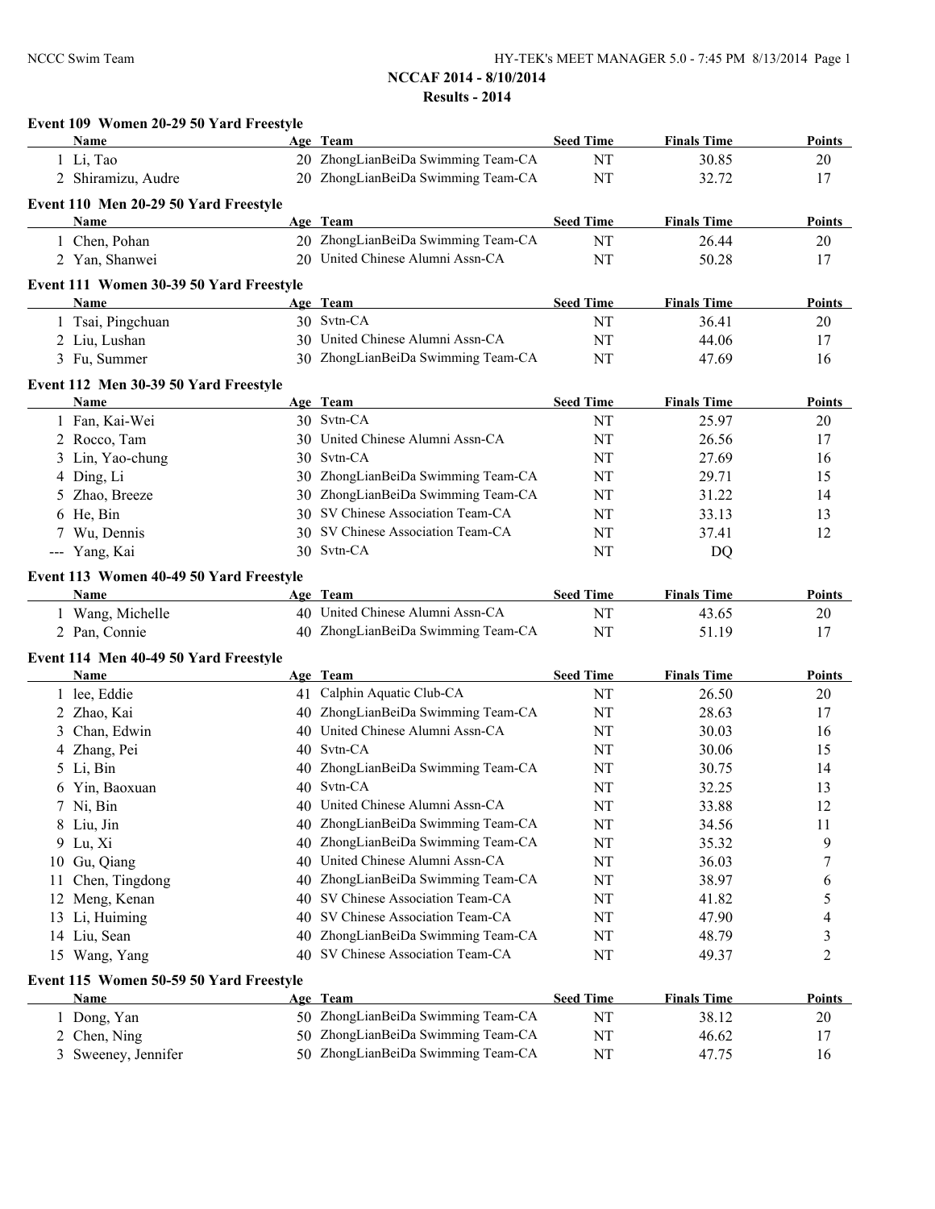# NCCAF 2014 - 8/10/2014

## Results - 2014

### Event 109 Women 20-29 50 Yard Freestyle

| | Name | Age | Team | Seed Time | Finals Time | Points |
|---|---|---|---|---|---|---|
| 1 | Li, Tao | 20 | ZhongLianBeiDa Swimming Team-CA | NT | 30.85 | 20 |
| 2 | Shiramizu, Audre | 20 | ZhongLianBeiDa Swimming Team-CA | NT | 32.72 | 17 |

### Event 110 Men 20-29 50 Yard Freestyle

| | Name | Age | Team | Seed Time | Finals Time | Points |
|---|---|---|---|---|---|---|
| 1 | Chen, Pohan | 20 | ZhongLianBeiDa Swimming Team-CA | NT | 26.44 | 20 |
| 2 | Yan, Shanwei | 20 | United Chinese Alumni Assn-CA | NT | 50.28 | 17 |

### Event 111 Women 30-39 50 Yard Freestyle

| | Name | Age | Team | Seed Time | Finals Time | Points |
|---|---|---|---|---|---|---|
| 1 | Tsai, Pingchuan | 30 | Svtn-CA | NT | 36.41 | 20 |
| 2 | Liu, Lushan | 30 | United Chinese Alumni Assn-CA | NT | 44.06 | 17 |
| 3 | Fu, Summer | 30 | ZhongLianBeiDa Swimming Team-CA | NT | 47.69 | 16 |

### Event 112 Men 30-39 50 Yard Freestyle

| | Name | Age | Team | Seed Time | Finals Time | Points |
|---|---|---|---|---|---|---|
| 1 | Fan, Kai-Wei | 30 | Svtn-CA | NT | 25.97 | 20 |
| 2 | Rocco, Tam | 30 | United Chinese Alumni Assn-CA | NT | 26.56 | 17 |
| 3 | Lin, Yao-chung | 30 | Svtn-CA | NT | 27.69 | 16 |
| 4 | Ding, Li | 30 | ZhongLianBeiDa Swimming Team-CA | NT | 29.71 | 15 |
| 5 | Zhao, Breeze | 30 | ZhongLianBeiDa Swimming Team-CA | NT | 31.22 | 14 |
| 6 | He, Bin | 30 | SV Chinese Association Team-CA | NT | 33.13 | 13 |
| 7 | Wu, Dennis | 30 | SV Chinese Association Team-CA | NT | 37.41 | 12 |
| --- | Yang, Kai | 30 | Svtn-CA | NT | DQ | |

### Event 113 Women 40-49 50 Yard Freestyle

| | Name | Age | Team | Seed Time | Finals Time | Points |
|---|---|---|---|---|---|---|
| 1 | Wang, Michelle | 40 | United Chinese Alumni Assn-CA | NT | 43.65 | 20 |
| 2 | Pan, Connie | 40 | ZhongLianBeiDa Swimming Team-CA | NT | 51.19 | 17 |

### Event 114 Men 40-49 50 Yard Freestyle

| | Name | Age | Team | Seed Time | Finals Time | Points |
|---|---|---|---|---|---|---|
| 1 | lee, Eddie | 41 | Calphin Aquatic Club-CA | NT | 26.50 | 20 |
| 2 | Zhao, Kai | 40 | ZhongLianBeiDa Swimming Team-CA | NT | 28.63 | 17 |
| 3 | Chan, Edwin | 40 | United Chinese Alumni Assn-CA | NT | 30.03 | 16 |
| 4 | Zhang, Pei | 40 | Svtn-CA | NT | 30.06 | 15 |
| 5 | Li, Bin | 40 | ZhongLianBeiDa Swimming Team-CA | NT | 30.75 | 14 |
| 6 | Yin, Baoxuan | 40 | Svtn-CA | NT | 32.25 | 13 |
| 7 | Ni, Bin | 40 | United Chinese Alumni Assn-CA | NT | 33.88 | 12 |
| 8 | Liu, Jin | 40 | ZhongLianBeiDa Swimming Team-CA | NT | 34.56 | 11 |
| 9 | Lu, Xi | 40 | ZhongLianBeiDa Swimming Team-CA | NT | 35.32 | 9 |
| 10 | Gu, Qiang | 40 | United Chinese Alumni Assn-CA | NT | 36.03 | 7 |
| 11 | Chen, Tingdong | 40 | ZhongLianBeiDa Swimming Team-CA | NT | 38.97 | 6 |
| 12 | Meng, Kenan | 40 | SV Chinese Association Team-CA | NT | 41.82 | 5 |
| 13 | Li, Huiming | 40 | SV Chinese Association Team-CA | NT | 47.90 | 4 |
| 14 | Liu, Sean | 40 | ZhongLianBeiDa Swimming Team-CA | NT | 48.79 | 3 |
| 15 | Wang, Yang | 40 | SV Chinese Association Team-CA | NT | 49.37 | 2 |

### Event 115 Women 50-59 50 Yard Freestyle

| | Name | Age | Team | Seed Time | Finals Time | Points |
|---|---|---|---|---|---|---|
| 1 | Dong, Yan | 50 | ZhongLianBeiDa Swimming Team-CA | NT | 38.12 | 20 |
| 2 | Chen, Ning | 50 | ZhongLianBeiDa Swimming Team-CA | NT | 46.62 | 17 |
| 3 | Sweeney, Jennifer | 50 | ZhongLianBeiDa Swimming Team-CA | NT | 47.75 | 16 |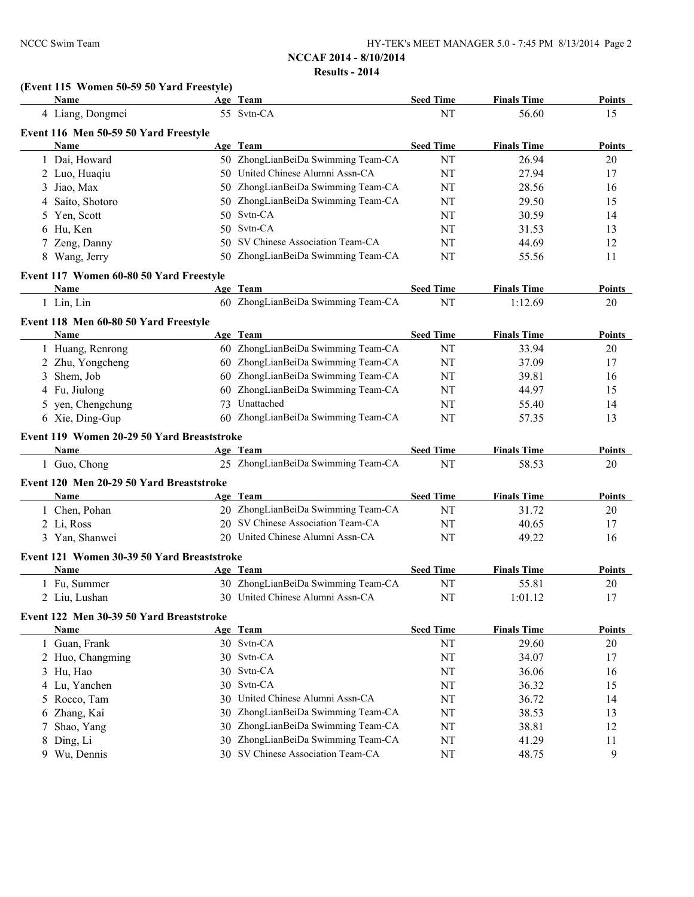**NCCAF 2014 - 8/10/2014**

**Results - 2014**

### (Event 115 Women 50-59 50 Yard Freestyle)

| Name | Age | Team | Seed Time | Finals Time | Points |
|---|---|---|---|---|---|
| 4 Liang, Dongmei | 55 | Svtn-CA | NT | 56.60 | 15 |

### Event 116 Men 50-59 50 Yard Freestyle

| Name | Age | Team | Seed Time | Finals Time | Points |
|---|---|---|---|---|---|
| 1 Dai, Howard | 50 | ZhongLianBeiDa Swimming Team-CA | NT | 26.94 | 20 |
| 2 Luo, Huaqiu | 50 | United Chinese Alumni Assn-CA | NT | 27.94 | 17 |
| 3 Jiao, Max | 50 | ZhongLianBeiDa Swimming Team-CA | NT | 28.56 | 16 |
| 4 Saito, Shotoro | 50 | ZhongLianBeiDa Swimming Team-CA | NT | 29.50 | 15 |
| 5 Yen, Scott | 50 | Svtn-CA | NT | 30.59 | 14 |
| 6 Hu, Ken | 50 | Svtn-CA | NT | 31.53 | 13 |
| 7 Zeng, Danny | 50 | SV Chinese Association Team-CA | NT | 44.69 | 12 |
| 8 Wang, Jerry | 50 | ZhongLianBeiDa Swimming Team-CA | NT | 55.56 | 11 |

### Event 117 Women 60-80 50 Yard Freestyle

| Name | Age | Team | Seed Time | Finals Time | Points |
|---|---|---|---|---|---|
| 1 Lin, Lin | 60 | ZhongLianBeiDa Swimming Team-CA | NT | 1:12.69 | 20 |

### Event 118 Men 60-80 50 Yard Freestyle

| Name | Age | Team | Seed Time | Finals Time | Points |
|---|---|---|---|---|---|
| 1 Huang, Renrong | 60 | ZhongLianBeiDa Swimming Team-CA | NT | 33.94 | 20 |
| 2 Zhu, Yongcheng | 60 | ZhongLianBeiDa Swimming Team-CA | NT | 37.09 | 17 |
| 3 Shem, Job | 60 | ZhongLianBeiDa Swimming Team-CA | NT | 39.81 | 16 |
| 4 Fu, Jiulong | 60 | ZhongLianBeiDa Swimming Team-CA | NT | 44.97 | 15 |
| 5 yen, Chengchung | 73 | Unattached | NT | 55.40 | 14 |
| 6 Xie, Ding-Gup | 60 | ZhongLianBeiDa Swimming Team-CA | NT | 57.35 | 13 |

### Event 119 Women 20-29 50 Yard Breaststroke

| Name | Age | Team | Seed Time | Finals Time | Points |
|---|---|---|---|---|---|
| 1 Guo, Chong | 25 | ZhongLianBeiDa Swimming Team-CA | NT | 58.53 | 20 |

### Event 120 Men 20-29 50 Yard Breaststroke

| Name | Age | Team | Seed Time | Finals Time | Points |
|---|---|---|---|---|---|
| 1 Chen, Pohan | 20 | ZhongLianBeiDa Swimming Team-CA | NT | 31.72 | 20 |
| 2 Li, Ross | 20 | SV Chinese Association Team-CA | NT | 40.65 | 17 |
| 3 Yan, Shanwei | 20 | United Chinese Alumni Assn-CA | NT | 49.22 | 16 |

### Event 121 Women 30-39 50 Yard Breaststroke

| Name | Age | Team | Seed Time | Finals Time | Points |
|---|---|---|---|---|---|
| 1 Fu, Summer | 30 | ZhongLianBeiDa Swimming Team-CA | NT | 55.81 | 20 |
| 2 Liu, Lushan | 30 | United Chinese Alumni Assn-CA | NT | 1:01.12 | 17 |

### Event 122 Men 30-39 50 Yard Breaststroke

| Name | Age | Team | Seed Time | Finals Time | Points |
|---|---|---|---|---|---|
| 1 Guan, Frank | 30 | Svtn-CA | NT | 29.60 | 20 |
| 2 Huo, Changming | 30 | Svtn-CA | NT | 34.07 | 17 |
| 3 Hu, Hao | 30 | Svtn-CA | NT | 36.06 | 16 |
| 4 Lu, Yanchen | 30 | Svtn-CA | NT | 36.32 | 15 |
| 5 Rocco, Tam | 30 | United Chinese Alumni Assn-CA | NT | 36.72 | 14 |
| 6 Zhang, Kai | 30 | ZhongLianBeiDa Swimming Team-CA | NT | 38.53 | 13 |
| 7 Shao, Yang | 30 | ZhongLianBeiDa Swimming Team-CA | NT | 38.81 | 12 |
| 8 Ding, Li | 30 | ZhongLianBeiDa Swimming Team-CA | NT | 41.29 | 11 |
| 9 Wu, Dennis | 30 | SV Chinese Association Team-CA | NT | 48.75 | 9 |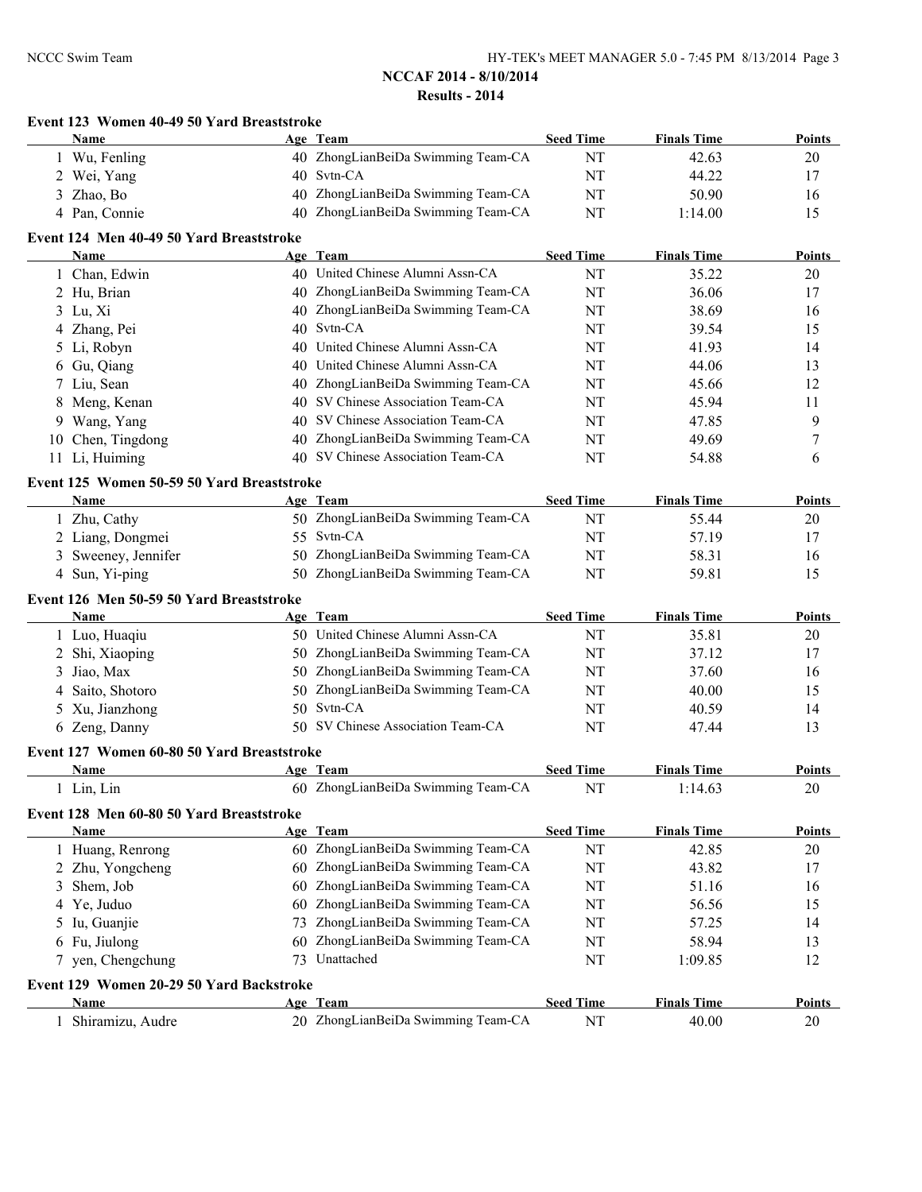## NCCAF 2014 - 8/10/2014

## Results - 2014

### Event 123 Women 40-49 50 Yard Breaststroke

| | Name | Age | Team | Seed Time | Finals Time | Points |
|---|---|---|---|---|---|---|
| 1 | Wu, Fenling | 40 | ZhongLianBeiDa Swimming Team-CA | NT | 42.63 | 20 |
| 2 | Wei, Yang | 40 | Svtn-CA | NT | 44.22 | 17 |
| 3 | Zhao, Bo | 40 | ZhongLianBeiDa Swimming Team-CA | NT | 50.90 | 16 |
| 4 | Pan, Connie | 40 | ZhongLianBeiDa Swimming Team-CA | NT | 1:14.00 | 15 |

### Event 124 Men 40-49 50 Yard Breaststroke

| | Name | Age | Team | Seed Time | Finals Time | Points |
|---|---|---|---|---|---|---|
| 1 | Chan, Edwin | 40 | United Chinese Alumni Assn-CA | NT | 35.22 | 20 |
| 2 | Hu, Brian | 40 | ZhongLianBeiDa Swimming Team-CA | NT | 36.06 | 17 |
| 3 | Lu, Xi | 40 | ZhongLianBeiDa Swimming Team-CA | NT | 38.69 | 16 |
| 4 | Zhang, Pei | 40 | Svtn-CA | NT | 39.54 | 15 |
| 5 | Li, Robyn | 40 | United Chinese Alumni Assn-CA | NT | 41.93 | 14 |
| 6 | Gu, Qiang | 40 | United Chinese Alumni Assn-CA | NT | 44.06 | 13 |
| 7 | Liu, Sean | 40 | ZhongLianBeiDa Swimming Team-CA | NT | 45.66 | 12 |
| 8 | Meng, Kenan | 40 | SV Chinese Association Team-CA | NT | 45.94 | 11 |
| 9 | Wang, Yang | 40 | SV Chinese Association Team-CA | NT | 47.85 | 9 |
| 10 | Chen, Tingdong | 40 | ZhongLianBeiDa Swimming Team-CA | NT | 49.69 | 7 |
| 11 | Li, Huiming | 40 | SV Chinese Association Team-CA | NT | 54.88 | 6 |

### Event 125 Women 50-59 50 Yard Breaststroke

| | Name | Age | Team | Seed Time | Finals Time | Points |
|---|---|---|---|---|---|---|
| 1 | Zhu, Cathy | 50 | ZhongLianBeiDa Swimming Team-CA | NT | 55.44 | 20 |
| 2 | Liang, Dongmei | 55 | Svtn-CA | NT | 57.19 | 17 |
| 3 | Sweeney, Jennifer | 50 | ZhongLianBeiDa Swimming Team-CA | NT | 58.31 | 16 |
| 4 | Sun, Yi-ping | 50 | ZhongLianBeiDa Swimming Team-CA | NT | 59.81 | 15 |

### Event 126 Men 50-59 50 Yard Breaststroke

| | Name | Age | Team | Seed Time | Finals Time | Points |
|---|---|---|---|---|---|---|
| 1 | Luo, Huaqiu | 50 | United Chinese Alumni Assn-CA | NT | 35.81 | 20 |
| 2 | Shi, Xiaoping | 50 | ZhongLianBeiDa Swimming Team-CA | NT | 37.12 | 17 |
| 3 | Jiao, Max | 50 | ZhongLianBeiDa Swimming Team-CA | NT | 37.60 | 16 |
| 4 | Saito, Shotoro | 50 | ZhongLianBeiDa Swimming Team-CA | NT | 40.00 | 15 |
| 5 | Xu, Jianzhong | 50 | Svtn-CA | NT | 40.59 | 14 |
| 6 | Zeng, Danny | 50 | SV Chinese Association Team-CA | NT | 47.44 | 13 |

### Event 127 Women 60-80 50 Yard Breaststroke

| | Name | Age | Team | Seed Time | Finals Time | Points |
|---|---|---|---|---|---|---|
| 1 | Lin, Lin | 60 | ZhongLianBeiDa Swimming Team-CA | NT | 1:14.63 | 20 |

### Event 128 Men 60-80 50 Yard Breaststroke

| | Name | Age | Team | Seed Time | Finals Time | Points |
|---|---|---|---|---|---|---|
| 1 | Huang, Renrong | 60 | ZhongLianBeiDa Swimming Team-CA | NT | 42.85 | 20 |
| 2 | Zhu, Yongcheng | 60 | ZhongLianBeiDa Swimming Team-CA | NT | 43.82 | 17 |
| 3 | Shem, Job | 60 | ZhongLianBeiDa Swimming Team-CA | NT | 51.16 | 16 |
| 4 | Ye, Juduo | 60 | ZhongLianBeiDa Swimming Team-CA | NT | 56.56 | 15 |
| 5 | Iu, Guanjie | 73 | ZhongLianBeiDa Swimming Team-CA | NT | 57.25 | 14 |
| 6 | Fu, Jiulong | 60 | ZhongLianBeiDa Swimming Team-CA | NT | 58.94 | 13 |
| 7 | yen, Chengchung | 73 | Unattached | NT | 1:09.85 | 12 |

### Event 129 Women 20-29 50 Yard Backstroke

| | Name | Age | Team | Seed Time | Finals Time | Points |
|---|---|---|---|---|---|---|
| 1 | Shiramizu, Audre | 20 | ZhongLianBeiDa Swimming Team-CA | NT | 40.00 | 20 |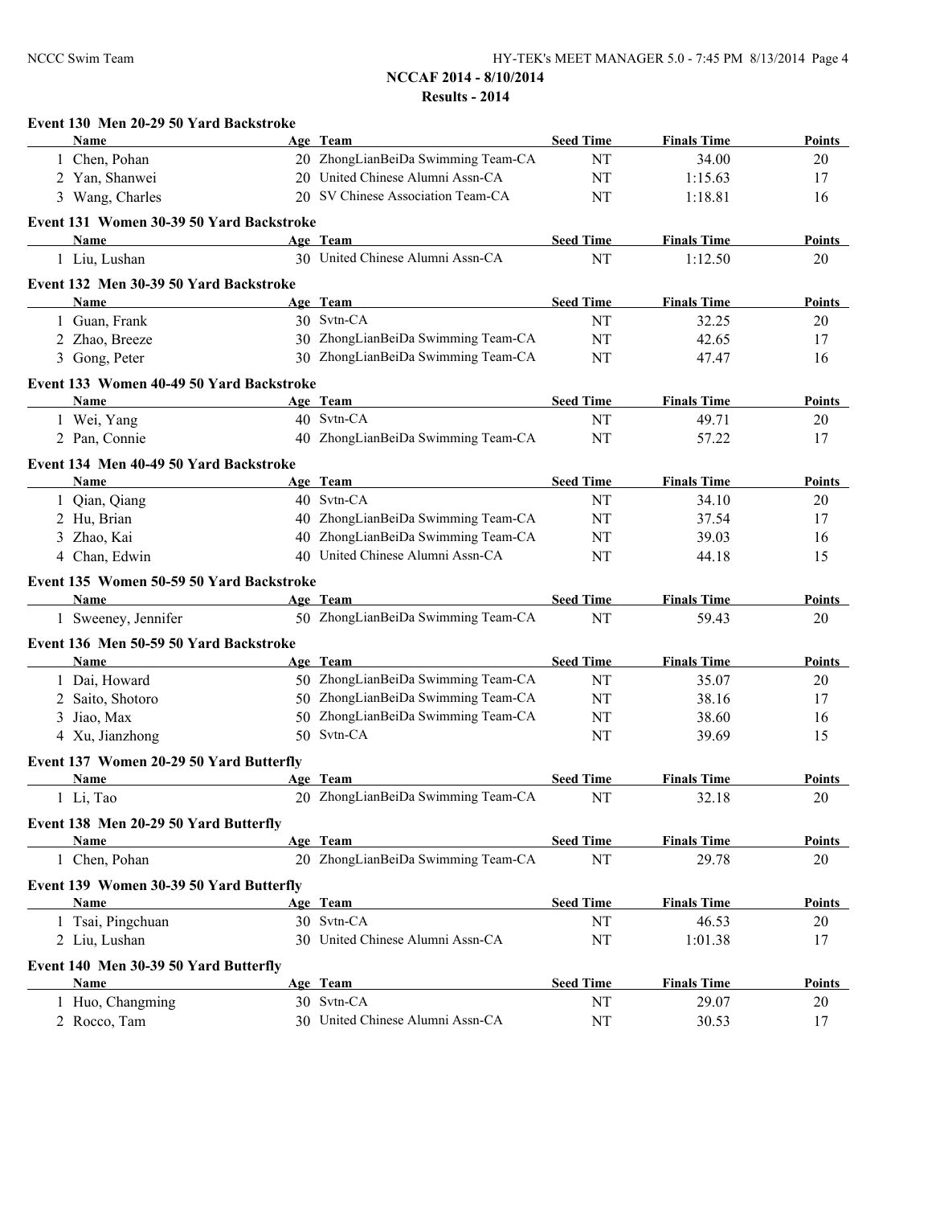## NCCAF 2014 - 8/10/2014

## Results - 2014

### Event 130 Men 20-29 50 Yard Backstroke

| | Name | Age | Team | Seed Time | Finals Time | Points |
|---|---|---|---|---|---|---|
| 1 | Chen, Pohan | 20 | ZhongLianBeiDa Swimming Team-CA | NT | 34.00 | 20 |
| 2 | Yan, Shanwei | 20 | United Chinese Alumni Assn-CA | NT | 1:15.63 | 17 |
| 3 | Wang, Charles | 20 | SV Chinese Association Team-CA | NT | 1:18.81 | 16 |

### Event 131 Women 30-39 50 Yard Backstroke

| | Name | Age | Team | Seed Time | Finals Time | Points |
|---|---|---|---|---|---|---|
| 1 | Liu, Lushan | 30 | United Chinese Alumni Assn-CA | NT | 1:12.50 | 20 |

### Event 132 Men 30-39 50 Yard Backstroke

| | Name | Age | Team | Seed Time | Finals Time | Points |
|---|---|---|---|---|---|---|
| 1 | Guan, Frank | 30 | Svtn-CA | NT | 32.25 | 20 |
| 2 | Zhao, Breeze | 30 | ZhongLianBeiDa Swimming Team-CA | NT | 42.65 | 17 |
| 3 | Gong, Peter | 30 | ZhongLianBeiDa Swimming Team-CA | NT | 47.47 | 16 |

### Event 133 Women 40-49 50 Yard Backstroke

| | Name | Age | Team | Seed Time | Finals Time | Points |
|---|---|---|---|---|---|---|
| 1 | Wei, Yang | 40 | Svtn-CA | NT | 49.71 | 20 |
| 2 | Pan, Connie | 40 | ZhongLianBeiDa Swimming Team-CA | NT | 57.22 | 17 |

### Event 134 Men 40-49 50 Yard Backstroke

| | Name | Age | Team | Seed Time | Finals Time | Points |
|---|---|---|---|---|---|---|
| 1 | Qian, Qiang | 40 | Svtn-CA | NT | 34.10 | 20 |
| 2 | Hu, Brian | 40 | ZhongLianBeiDa Swimming Team-CA | NT | 37.54 | 17 |
| 3 | Zhao, Kai | 40 | ZhongLianBeiDa Swimming Team-CA | NT | 39.03 | 16 |
| 4 | Chan, Edwin | 40 | United Chinese Alumni Assn-CA | NT | 44.18 | 15 |

### Event 135 Women 50-59 50 Yard Backstroke

| | Name | Age | Team | Seed Time | Finals Time | Points |
|---|---|---|---|---|---|---|
| 1 | Sweeney, Jennifer | 50 | ZhongLianBeiDa Swimming Team-CA | NT | 59.43 | 20 |

### Event 136 Men 50-59 50 Yard Backstroke

| | Name | Age | Team | Seed Time | Finals Time | Points |
|---|---|---|---|---|---|---|
| 1 | Dai, Howard | 50 | ZhongLianBeiDa Swimming Team-CA | NT | 35.07 | 20 |
| 2 | Saito, Shotoro | 50 | ZhongLianBeiDa Swimming Team-CA | NT | 38.16 | 17 |
| 3 | Jiao, Max | 50 | ZhongLianBeiDa Swimming Team-CA | NT | 38.60 | 16 |
| 4 | Xu, Jianzhong | 50 | Svtn-CA | NT | 39.69 | 15 |

### Event 137 Women 20-29 50 Yard Butterfly

| | Name | Age | Team | Seed Time | Finals Time | Points |
|---|---|---|---|---|---|---|
| 1 | Li, Tao | 20 | ZhongLianBeiDa Swimming Team-CA | NT | 32.18 | 20 |

### Event 138 Men 20-29 50 Yard Butterfly

| | Name | Age | Team | Seed Time | Finals Time | Points |
|---|---|---|---|---|---|---|
| 1 | Chen, Pohan | 20 | ZhongLianBeiDa Swimming Team-CA | NT | 29.78 | 20 |

### Event 139 Women 30-39 50 Yard Butterfly

| | Name | Age | Team | Seed Time | Finals Time | Points |
|---|---|---|---|---|---|---|
| 1 | Tsai, Pingchuan | 30 | Svtn-CA | NT | 46.53 | 20 |
| 2 | Liu, Lushan | 30 | United Chinese Alumni Assn-CA | NT | 1:01.38 | 17 |

### Event 140 Men 30-39 50 Yard Butterfly

| | Name | Age | Team | Seed Time | Finals Time | Points |
|---|---|---|---|---|---|---|
| 1 | Huo, Changming | 30 | Svtn-CA | NT | 29.07 | 20 |
| 2 | Rocco, Tam | 30 | United Chinese Alumni Assn-CA | NT | 30.53 | 17 |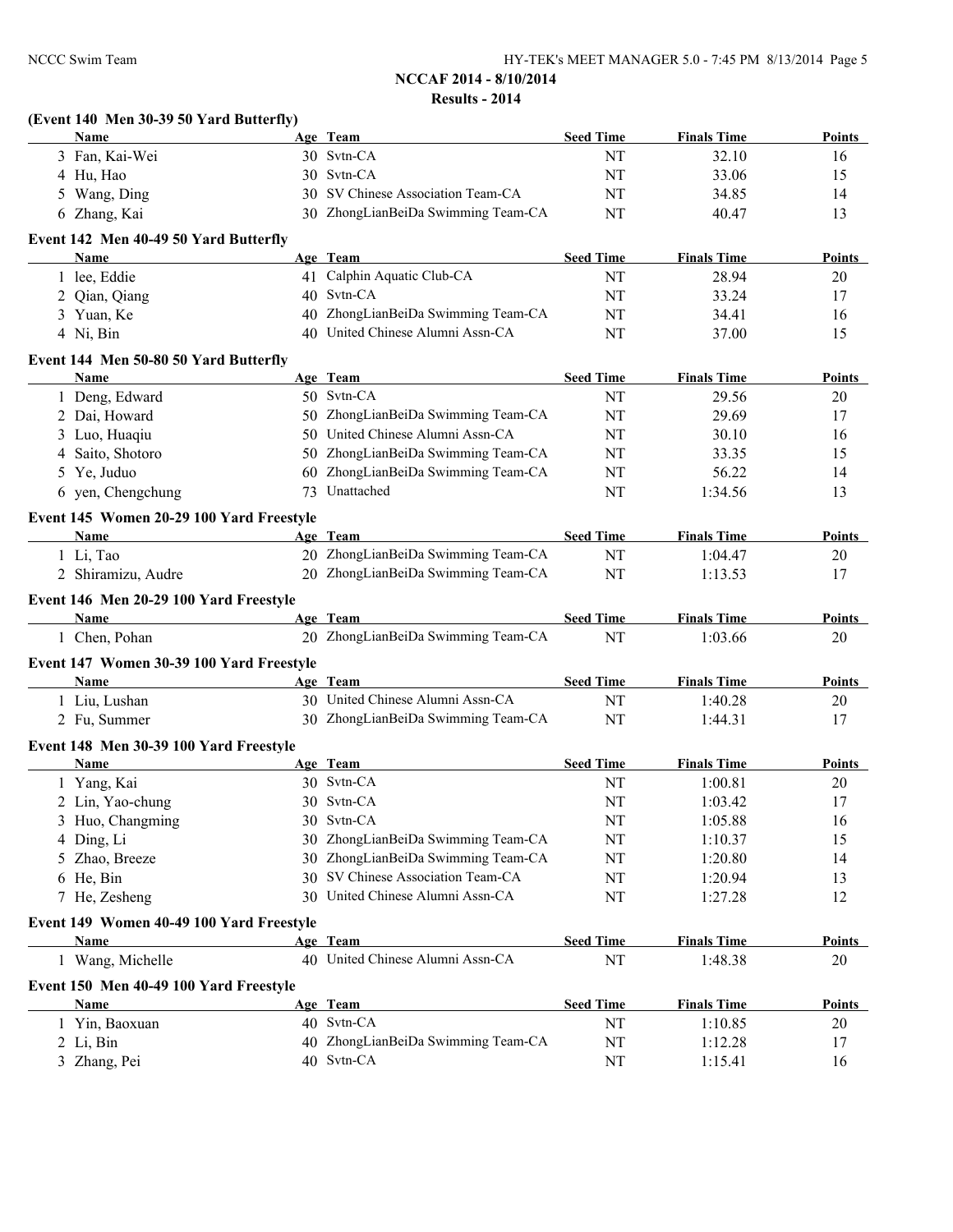**NCCAF 2014 - 8/10/2014**

**Results - 2014**

### (Event 140 Men 30-39 50 Yard Butterfly)

| Name | Age | Team | Seed Time | Finals Time | Points |
|---|---|---|---|---|---|
| 3 Fan, Kai-Wei | 30 | Svtn-CA | NT | 32.10 | 16 |
| 4 Hu, Hao | 30 | Svtn-CA | NT | 33.06 | 15 |
| 5 Wang, Ding | 30 | SV Chinese Association Team-CA | NT | 34.85 | 14 |
| 6 Zhang, Kai | 30 | ZhongLianBeiDa Swimming Team-CA | NT | 40.47 | 13 |

### Event 142 Men 40-49 50 Yard Butterfly

| Name | Age | Team | Seed Time | Finals Time | Points |
|---|---|---|---|---|---|
| 1 lee, Eddie | 41 | Calphin Aquatic Club-CA | NT | 28.94 | 20 |
| 2 Qian, Qiang | 40 | Svtn-CA | NT | 33.24 | 17 |
| 3 Yuan, Ke | 40 | ZhongLianBeiDa Swimming Team-CA | NT | 34.41 | 16 |
| 4 Ni, Bin | 40 | United Chinese Alumni Assn-CA | NT | 37.00 | 15 |

### Event 144 Men 50-80 50 Yard Butterfly

| Name | Age | Team | Seed Time | Finals Time | Points |
|---|---|---|---|---|---|
| 1 Deng, Edward | 50 | Svtn-CA | NT | 29.56 | 20 |
| 2 Dai, Howard | 50 | ZhongLianBeiDa Swimming Team-CA | NT | 29.69 | 17 |
| 3 Luo, Huaqiu | 50 | United Chinese Alumni Assn-CA | NT | 30.10 | 16 |
| 4 Saito, Shotoro | 50 | ZhongLianBeiDa Swimming Team-CA | NT | 33.35 | 15 |
| 5 Ye, Juduo | 60 | ZhongLianBeiDa Swimming Team-CA | NT | 56.22 | 14 |
| 6 yen, Chengchung | 73 | Unattached | NT | 1:34.56 | 13 |

### Event 145 Women 20-29 100 Yard Freestyle

| Name | Age | Team | Seed Time | Finals Time | Points |
|---|---|---|---|---|---|
| 1 Li, Tao | 20 | ZhongLianBeiDa Swimming Team-CA | NT | 1:04.47 | 20 |
| 2 Shiramizu, Audre | 20 | ZhongLianBeiDa Swimming Team-CA | NT | 1:13.53 | 17 |

### Event 146 Men 20-29 100 Yard Freestyle

| Name | Age | Team | Seed Time | Finals Time | Points |
|---|---|---|---|---|---|
| 1 Chen, Pohan | 20 | ZhongLianBeiDa Swimming Team-CA | NT | 1:03.66 | 20 |

### Event 147 Women 30-39 100 Yard Freestyle

| Name | Age | Team | Seed Time | Finals Time | Points |
|---|---|---|---|---|---|
| 1 Liu, Lushan | 30 | United Chinese Alumni Assn-CA | NT | 1:40.28 | 20 |
| 2 Fu, Summer | 30 | ZhongLianBeiDa Swimming Team-CA | NT | 1:44.31 | 17 |

### Event 148 Men 30-39 100 Yard Freestyle

| Name | Age | Team | Seed Time | Finals Time | Points |
|---|---|---|---|---|---|
| 1 Yang, Kai | 30 | Svtn-CA | NT | 1:00.81 | 20 |
| 2 Lin, Yao-chung | 30 | Svtn-CA | NT | 1:03.42 | 17 |
| 3 Huo, Changming | 30 | Svtn-CA | NT | 1:05.88 | 16 |
| 4 Ding, Li | 30 | ZhongLianBeiDa Swimming Team-CA | NT | 1:10.37 | 15 |
| 5 Zhao, Breeze | 30 | ZhongLianBeiDa Swimming Team-CA | NT | 1:20.80 | 14 |
| 6 He, Bin | 30 | SV Chinese Association Team-CA | NT | 1:20.94 | 13 |
| 7 He, Zesheng | 30 | United Chinese Alumni Assn-CA | NT | 1:27.28 | 12 |

### Event 149 Women 40-49 100 Yard Freestyle

| Name | Age | Team | Seed Time | Finals Time | Points |
|---|---|---|---|---|---|
| 1 Wang, Michelle | 40 | United Chinese Alumni Assn-CA | NT | 1:48.38 | 20 |

### Event 150 Men 40-49 100 Yard Freestyle

| Name | Age | Team | Seed Time | Finals Time | Points |
|---|---|---|---|---|---|
| 1 Yin, Baoxuan | 40 | Svtn-CA | NT | 1:10.85 | 20 |
| 2 Li, Bin | 40 | ZhongLianBeiDa Swimming Team-CA | NT | 1:12.28 | 17 |
| 3 Zhang, Pei | 40 | Svtn-CA | NT | 1:15.41 | 16 |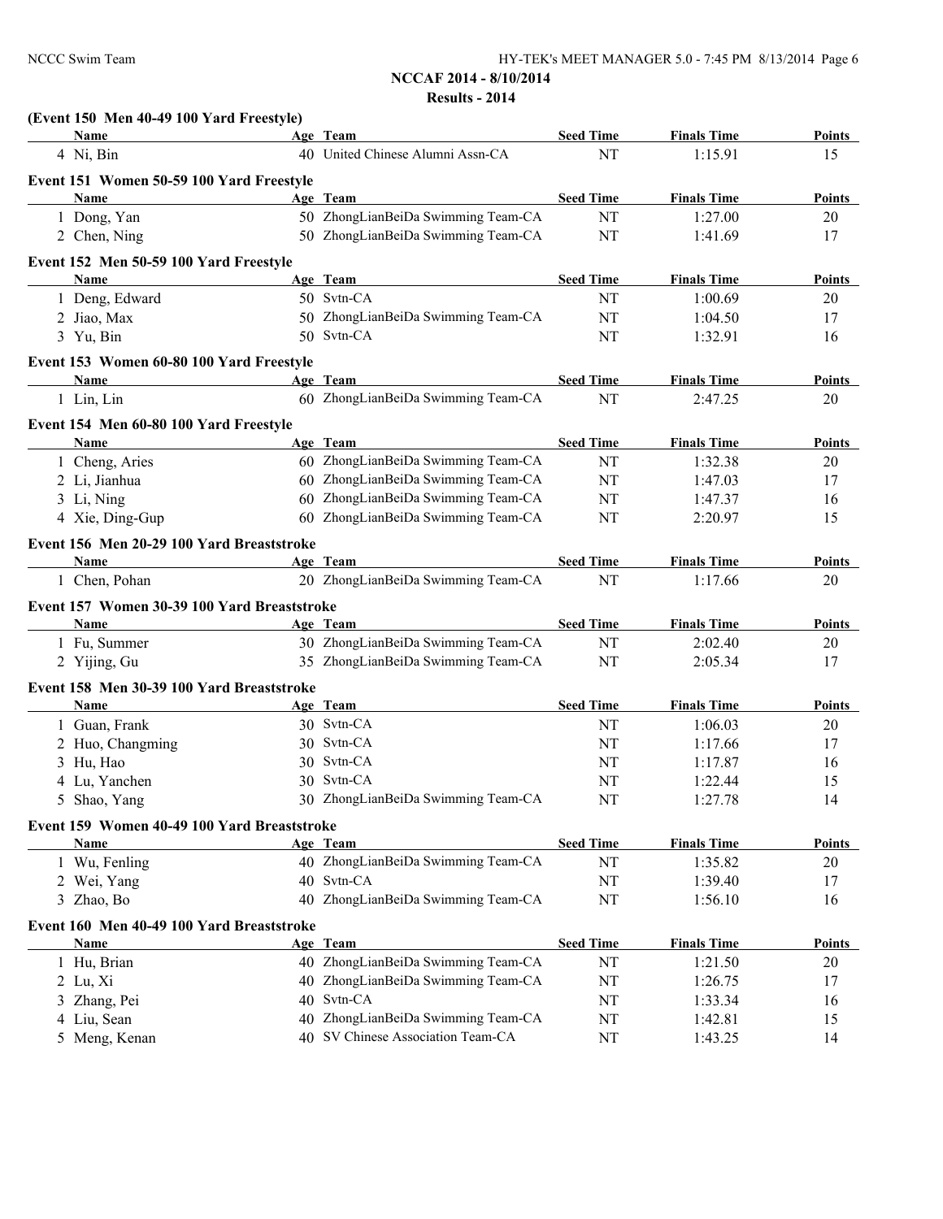**NCCAF 2014 - 8/10/2014**

**Results - 2014**

**(Event 150 Men 40-49 100 Yard Freestyle)**

| Name | Age | Team | Seed Time | Finals Time | Points |
|---|---|---|---|---|---|
| 4 Ni, Bin | 40 | United Chinese Alumni Assn-CA | NT | 1:15.91 | 15 |

**Event 151 Women 50-59 100 Yard Freestyle**

| Name | Age | Team | Seed Time | Finals Time | Points |
|---|---|---|---|---|---|
| 1 Dong, Yan | 50 | ZhongLianBeiDa Swimming Team-CA | NT | 1:27.00 | 20 |
| 2 Chen, Ning | 50 | ZhongLianBeiDa Swimming Team-CA | NT | 1:41.69 | 17 |

**Event 152 Men 50-59 100 Yard Freestyle**

| Name | Age | Team | Seed Time | Finals Time | Points |
|---|---|---|---|---|---|
| 1 Deng, Edward | 50 | Svtn-CA | NT | 1:00.69 | 20 |
| 2 Jiao, Max | 50 | ZhongLianBeiDa Swimming Team-CA | NT | 1:04.50 | 17 |
| 3 Yu, Bin | 50 | Svtn-CA | NT | 1:32.91 | 16 |

**Event 153 Women 60-80 100 Yard Freestyle**

| Name | Age | Team | Seed Time | Finals Time | Points |
|---|---|---|---|---|---|
| 1 Lin, Lin | 60 | ZhongLianBeiDa Swimming Team-CA | NT | 2:47.25 | 20 |

**Event 154 Men 60-80 100 Yard Freestyle**

| Name | Age | Team | Seed Time | Finals Time | Points |
|---|---|---|---|---|---|
| 1 Cheng, Aries | 60 | ZhongLianBeiDa Swimming Team-CA | NT | 1:32.38 | 20 |
| 2 Li, Jianhua | 60 | ZhongLianBeiDa Swimming Team-CA | NT | 1:47.03 | 17 |
| 3 Li, Ning | 60 | ZhongLianBeiDa Swimming Team-CA | NT | 1:47.37 | 16 |
| 4 Xie, Ding-Gup | 60 | ZhongLianBeiDa Swimming Team-CA | NT | 2:20.97 | 15 |

**Event 156 Men 20-29 100 Yard Breaststroke**

| Name | Age | Team | Seed Time | Finals Time | Points |
|---|---|---|---|---|---|
| 1 Chen, Pohan | 20 | ZhongLianBeiDa Swimming Team-CA | NT | 1:17.66 | 20 |

**Event 157 Women 30-39 100 Yard Breaststroke**

| Name | Age | Team | Seed Time | Finals Time | Points |
|---|---|---|---|---|---|
| 1 Fu, Summer | 30 | ZhongLianBeiDa Swimming Team-CA | NT | 2:02.40 | 20 |
| 2 Yijing, Gu | 35 | ZhongLianBeiDa Swimming Team-CA | NT | 2:05.34 | 17 |

**Event 158 Men 30-39 100 Yard Breaststroke**

| Name | Age | Team | Seed Time | Finals Time | Points |
|---|---|---|---|---|---|
| 1 Guan, Frank | 30 | Svtn-CA | NT | 1:06.03 | 20 |
| 2 Huo, Changming | 30 | Svtn-CA | NT | 1:17.66 | 17 |
| 3 Hu, Hao | 30 | Svtn-CA | NT | 1:17.87 | 16 |
| 4 Lu, Yanchen | 30 | Svtn-CA | NT | 1:22.44 | 15 |
| 5 Shao, Yang | 30 | ZhongLianBeiDa Swimming Team-CA | NT | 1:27.78 | 14 |

**Event 159 Women 40-49 100 Yard Breaststroke**

| Name | Age | Team | Seed Time | Finals Time | Points |
|---|---|---|---|---|---|
| 1 Wu, Fenling | 40 | ZhongLianBeiDa Swimming Team-CA | NT | 1:35.82 | 20 |
| 2 Wei, Yang | 40 | Svtn-CA | NT | 1:39.40 | 17 |
| 3 Zhao, Bo | 40 | ZhongLianBeiDa Swimming Team-CA | NT | 1:56.10 | 16 |

**Event 160 Men 40-49 100 Yard Breaststroke**

| Name | Age | Team | Seed Time | Finals Time | Points |
|---|---|---|---|---|---|
| 1 Hu, Brian | 40 | ZhongLianBeiDa Swimming Team-CA | NT | 1:21.50 | 20 |
| 2 Lu, Xi | 40 | ZhongLianBeiDa Swimming Team-CA | NT | 1:26.75 | 17 |
| 3 Zhang, Pei | 40 | Svtn-CA | NT | 1:33.34 | 16 |
| 4 Liu, Sean | 40 | ZhongLianBeiDa Swimming Team-CA | NT | 1:42.81 | 15 |
| 5 Meng, Kenan | 40 | SV Chinese Association Team-CA | NT | 1:43.25 | 14 |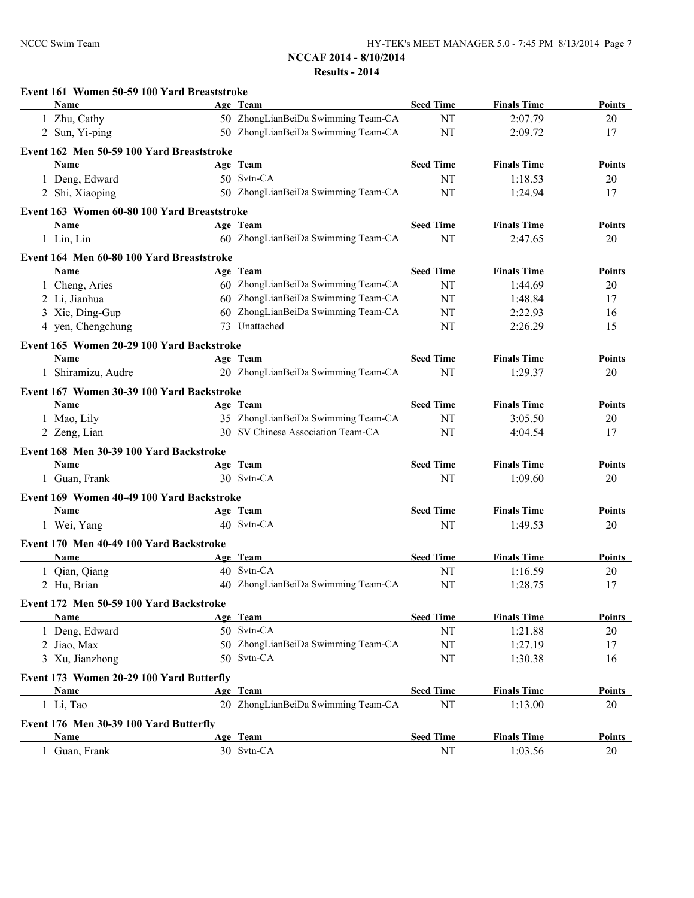**NCCAF 2014 - 8/10/2014**

**Results - 2014**

### Event 161 Women 50-59 100 Yard Breaststroke

| | Name | Age | Team | Seed Time | Finals Time | Points |
|---|---|---|---|---|---|---|
| 1 | Zhu, Cathy | 50 | ZhongLianBeiDa Swimming Team-CA | NT | 2:07.79 | 20 |
| 2 | Sun, Yi-ping | 50 | ZhongLianBeiDa Swimming Team-CA | NT | 2:09.72 | 17 |

### Event 162 Men 50-59 100 Yard Breaststroke

| | Name | Age | Team | Seed Time | Finals Time | Points |
|---|---|---|---|---|---|---|
| 1 | Deng, Edward | 50 | Svtn-CA | NT | 1:18.53 | 20 |
| 2 | Shi, Xiaoping | 50 | ZhongLianBeiDa Swimming Team-CA | NT | 1:24.94 | 17 |

### Event 163 Women 60-80 100 Yard Breaststroke

| | Name | Age | Team | Seed Time | Finals Time | Points |
|---|---|---|---|---|---|---|
| 1 | Lin, Lin | 60 | ZhongLianBeiDa Swimming Team-CA | NT | 2:47.65 | 20 |

### Event 164 Men 60-80 100 Yard Breaststroke

| | Name | Age | Team | Seed Time | Finals Time | Points |
|---|---|---|---|---|---|---|
| 1 | Cheng, Aries | 60 | ZhongLianBeiDa Swimming Team-CA | NT | 1:44.69 | 20 |
| 2 | Li, Jianhua | 60 | ZhongLianBeiDa Swimming Team-CA | NT | 1:48.84 | 17 |
| 3 | Xie, Ding-Gup | 60 | ZhongLianBeiDa Swimming Team-CA | NT | 2:22.93 | 16 |
| 4 | yen, Chengchung | 73 | Unattached | NT | 2:26.29 | 15 |

### Event 165 Women 20-29 100 Yard Backstroke

| | Name | Age | Team | Seed Time | Finals Time | Points |
|---|---|---|---|---|---|---|
| 1 | Shiramizu, Audre | 20 | ZhongLianBeiDa Swimming Team-CA | NT | 1:29.37 | 20 |

### Event 167 Women 30-39 100 Yard Backstroke

| | Name | Age | Team | Seed Time | Finals Time | Points |
|---|---|---|---|---|---|---|
| 1 | Mao, Lily | 35 | ZhongLianBeiDa Swimming Team-CA | NT | 3:05.50 | 20 |
| 2 | Zeng, Lian | 30 | SV Chinese Association Team-CA | NT | 4:04.54 | 17 |

### Event 168 Men 30-39 100 Yard Backstroke

| | Name | Age | Team | Seed Time | Finals Time | Points |
|---|---|---|---|---|---|---|
| 1 | Guan, Frank | 30 | Svtn-CA | NT | 1:09.60 | 20 |

### Event 169 Women 40-49 100 Yard Backstroke

| | Name | Age | Team | Seed Time | Finals Time | Points |
|---|---|---|---|---|---|---|
| 1 | Wei, Yang | 40 | Svtn-CA | NT | 1:49.53 | 20 |

### Event 170 Men 40-49 100 Yard Backstroke

| | Name | Age | Team | Seed Time | Finals Time | Points |
|---|---|---|---|---|---|---|
| 1 | Qian, Qiang | 40 | Svtn-CA | NT | 1:16.59 | 20 |
| 2 | Hu, Brian | 40 | ZhongLianBeiDa Swimming Team-CA | NT | 1:28.75 | 17 |

### Event 172 Men 50-59 100 Yard Backstroke

| | Name | Age | Team | Seed Time | Finals Time | Points |
|---|---|---|---|---|---|---|
| 1 | Deng, Edward | 50 | Svtn-CA | NT | 1:21.88 | 20 |
| 2 | Jiao, Max | 50 | ZhongLianBeiDa Swimming Team-CA | NT | 1:27.19 | 17 |
| 3 | Xu, Jianzhong | 50 | Svtn-CA | NT | 1:30.38 | 16 |

### Event 173 Women 20-29 100 Yard Butterfly

| | Name | Age | Team | Seed Time | Finals Time | Points |
|---|---|---|---|---|---|---|
| 1 | Li, Tao | 20 | ZhongLianBeiDa Swimming Team-CA | NT | 1:13.00 | 20 |

### Event 176 Men 30-39 100 Yard Butterfly

| | Name | Age | Team | Seed Time | Finals Time | Points |
|---|---|---|---|---|---|---|
| 1 | Guan, Frank | 30 | Svtn-CA | NT | 1:03.56 | 20 |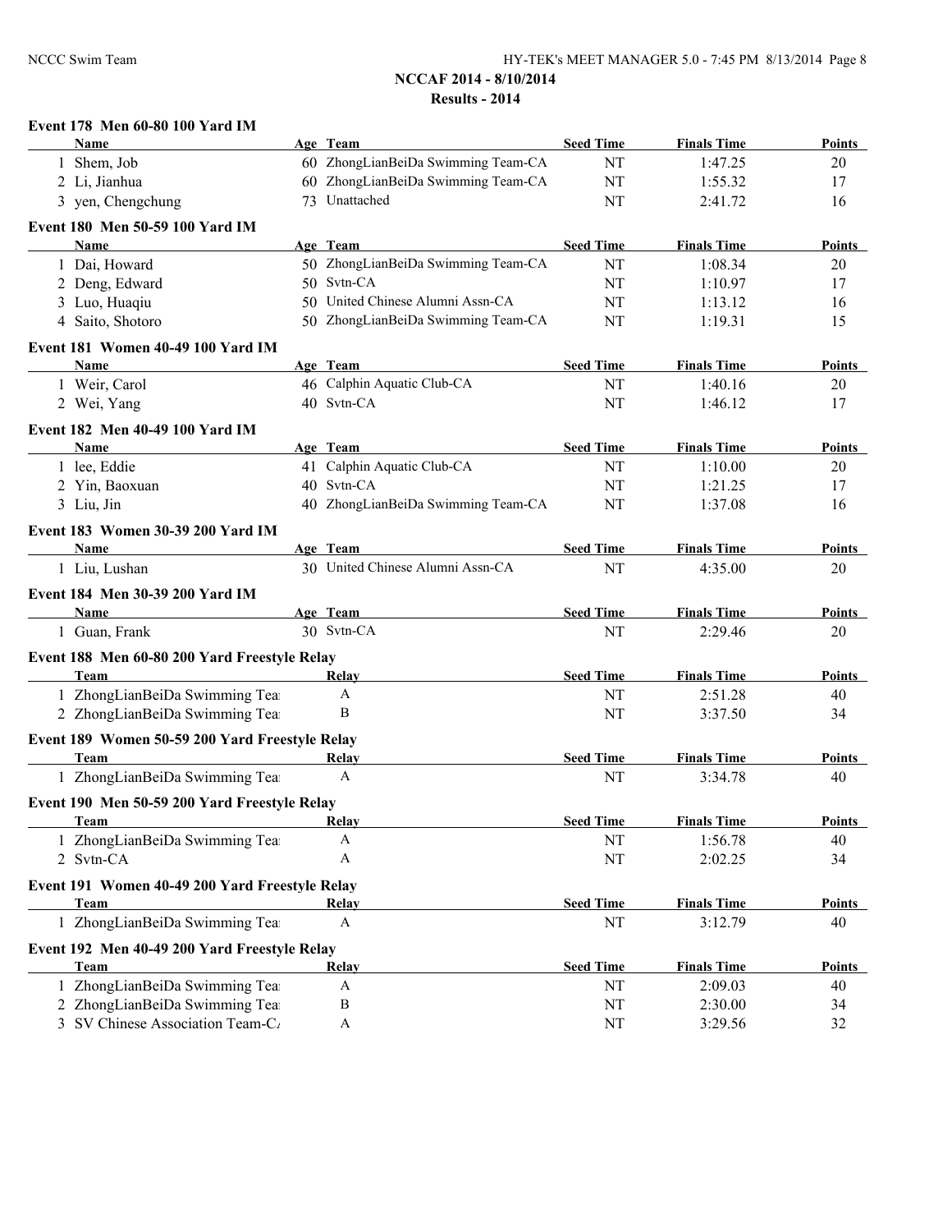## NCCAF 2014 - 8/10/2014

## Results - 2014

### Event 178 Men 60-80 100 Yard IM

| | Name | Age | Team | Seed Time | Finals Time | Points |
|---|---|---|---|---|---|---|
| 1 | Shem, Job | 60 | ZhongLianBeiDa Swimming Team-CA | NT | 1:47.25 | 20 |
| 2 | Li, Jianhua | 60 | ZhongLianBeiDa Swimming Team-CA | NT | 1:55.32 | 17 |
| 3 | yen, Chengchung | 73 | Unattached | NT | 2:41.72 | 16 |

### Event 180 Men 50-59 100 Yard IM

| | Name | Age | Team | Seed Time | Finals Time | Points |
|---|---|---|---|---|---|---|
| 1 | Dai, Howard | 50 | ZhongLianBeiDa Swimming Team-CA | NT | 1:08.34 | 20 |
| 2 | Deng, Edward | 50 | Svtn-CA | NT | 1:10.97 | 17 |
| 3 | Luo, Huaqiu | 50 | United Chinese Alumni Assn-CA | NT | 1:13.12 | 16 |
| 4 | Saito, Shotoro | 50 | ZhongLianBeiDa Swimming Team-CA | NT | 1:19.31 | 15 |

### Event 181 Women 40-49 100 Yard IM

| | Name | Age | Team | Seed Time | Finals Time | Points |
|---|---|---|---|---|---|---|
| 1 | Weir, Carol | 46 | Calphin Aquatic Club-CA | NT | 1:40.16 | 20 |
| 2 | Wei, Yang | 40 | Svtn-CA | NT | 1:46.12 | 17 |

### Event 182 Men 40-49 100 Yard IM

| | Name | Age | Team | Seed Time | Finals Time | Points |
|---|---|---|---|---|---|---|
| 1 | lee, Eddie | 41 | Calphin Aquatic Club-CA | NT | 1:10.00 | 20 |
| 2 | Yin, Baoxuan | 40 | Svtn-CA | NT | 1:21.25 | 17 |
| 3 | Liu, Jin | 40 | ZhongLianBeiDa Swimming Team-CA | NT | 1:37.08 | 16 |

### Event 183 Women 30-39 200 Yard IM

| | Name | Age | Team | Seed Time | Finals Time | Points |
|---|---|---|---|---|---|---|
| 1 | Liu, Lushan | 30 | United Chinese Alumni Assn-CA | NT | 4:35.00 | 20 |

### Event 184 Men 30-39 200 Yard IM

| | Name | Age | Team | Seed Time | Finals Time | Points |
|---|---|---|---|---|---|---|
| 1 | Guan, Frank | 30 | Svtn-CA | NT | 2:29.46 | 20 |

### Event 188 Men 60-80 200 Yard Freestyle Relay

| | Team | Relay | Seed Time | Finals Time | Points |
|---|---|---|---|---|---|
| 1 | ZhongLianBeiDa Swimming Tea | A | NT | 2:51.28 | 40 |
| 2 | ZhongLianBeiDa Swimming Tea | B | NT | 3:37.50 | 34 |

### Event 189 Women 50-59 200 Yard Freestyle Relay

| | Team | Relay | Seed Time | Finals Time | Points |
|---|---|---|---|---|---|
| 1 | ZhongLianBeiDa Swimming Tea | A | NT | 3:34.78 | 40 |

### Event 190 Men 50-59 200 Yard Freestyle Relay

| | Team | Relay | Seed Time | Finals Time | Points |
|---|---|---|---|---|---|
| 1 | ZhongLianBeiDa Swimming Tea | A | NT | 1:56.78 | 40 |
| 2 | Svtn-CA | A | NT | 2:02.25 | 34 |

### Event 191 Women 40-49 200 Yard Freestyle Relay

| | Team | Relay | Seed Time | Finals Time | Points |
|---|---|---|---|---|---|
| 1 | ZhongLianBeiDa Swimming Tea | A | NT | 3:12.79 | 40 |

### Event 192 Men 40-49 200 Yard Freestyle Relay

| | Team | Relay | Seed Time | Finals Time | Points |
|---|---|---|---|---|---|
| 1 | ZhongLianBeiDa Swimming Tea | A | NT | 2:09.03 | 40 |
| 2 | ZhongLianBeiDa Swimming Tea | B | NT | 2:30.00 | 34 |
| 3 | SV Chinese Association Team-C/ | A | NT | 3:29.56 | 32 |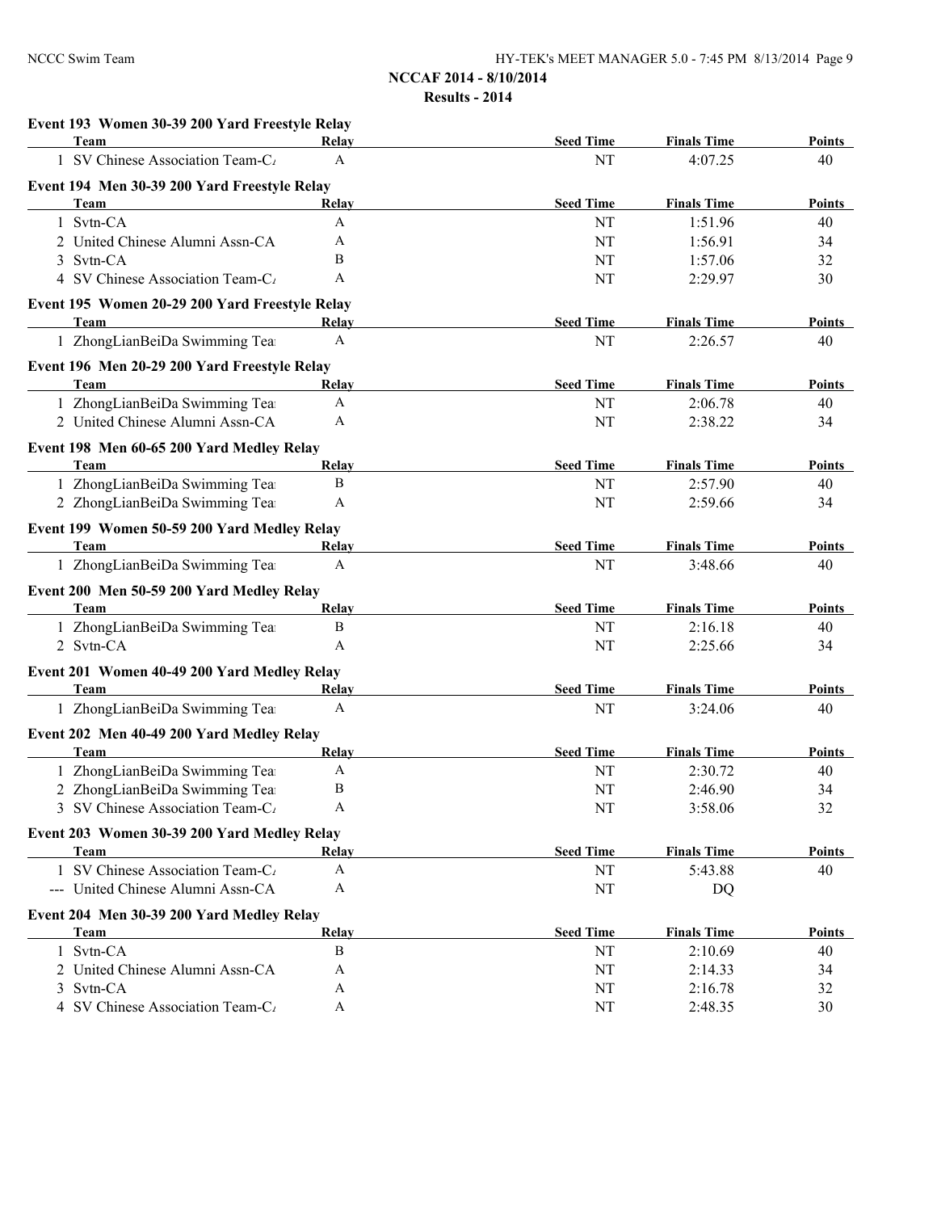**NCCAF 2014 - 8/10/2014**

**Results - 2014**

### Event 193 Women 30-39 200 Yard Freestyle Relay

| | Team | Relay | Seed Time | Finals Time | Points |
|---|---|---|---|---|---|
| 1 | SV Chinese Association Team-C/ | A | NT | 4:07.25 | 40 |

### Event 194 Men 30-39 200 Yard Freestyle Relay

| | Team | Relay | Seed Time | Finals Time | Points |
|---|---|---|---|---|---|
| 1 | Svtn-CA | A | NT | 1:51.96 | 40 |
| 2 | United Chinese Alumni Assn-CA | A | NT | 1:56.91 | 34 |
| 3 | Svtn-CA | B | NT | 1:57.06 | 32 |
| 4 | SV Chinese Association Team-C/ | A | NT | 2:29.97 | 30 |

### Event 195 Women 20-29 200 Yard Freestyle Relay

| | Team | Relay | Seed Time | Finals Time | Points |
|---|---|---|---|---|---|
| 1 | ZhongLianBeiDa Swimming Tea | A | NT | 2:26.57 | 40 |

### Event 196 Men 20-29 200 Yard Freestyle Relay

| | Team | Relay | Seed Time | Finals Time | Points |
|---|---|---|---|---|---|
| 1 | ZhongLianBeiDa Swimming Tea | A | NT | 2:06.78 | 40 |
| 2 | United Chinese Alumni Assn-CA | A | NT | 2:38.22 | 34 |

### Event 198 Men 60-65 200 Yard Medley Relay

| | Team | Relay | Seed Time | Finals Time | Points |
|---|---|---|---|---|---|
| 1 | ZhongLianBeiDa Swimming Tea | B | NT | 2:57.90 | 40 |
| 2 | ZhongLianBeiDa Swimming Tea | A | NT | 2:59.66 | 34 |

### Event 199 Women 50-59 200 Yard Medley Relay

| | Team | Relay | Seed Time | Finals Time | Points |
|---|---|---|---|---|---|
| 1 | ZhongLianBeiDa Swimming Tea | A | NT | 3:48.66 | 40 |

### Event 200 Men 50-59 200 Yard Medley Relay

| | Team | Relay | Seed Time | Finals Time | Points |
|---|---|---|---|---|---|
| 1 | ZhongLianBeiDa Swimming Tea | B | NT | 2:16.18 | 40 |
| 2 | Svtn-CA | A | NT | 2:25.66 | 34 |

### Event 201 Women 40-49 200 Yard Medley Relay

| | Team | Relay | Seed Time | Finals Time | Points |
|---|---|---|---|---|---|
| 1 | ZhongLianBeiDa Swimming Tea | A | NT | 3:24.06 | 40 |

### Event 202 Men 40-49 200 Yard Medley Relay

| | Team | Relay | Seed Time | Finals Time | Points |
|---|---|---|---|---|---|
| 1 | ZhongLianBeiDa Swimming Tea | A | NT | 2:30.72 | 40 |
| 2 | ZhongLianBeiDa Swimming Tea | B | NT | 2:46.90 | 34 |
| 3 | SV Chinese Association Team-C/ | A | NT | 3:58.06 | 32 |

### Event 203 Women 30-39 200 Yard Medley Relay

| | Team | Relay | Seed Time | Finals Time | Points |
|---|---|---|---|---|---|
| 1 | SV Chinese Association Team-C/ | A | NT | 5:43.88 | 40 |
| --- | United Chinese Alumni Assn-CA | A | NT | DQ | |

### Event 204 Men 30-39 200 Yard Medley Relay

| | Team | Relay | Seed Time | Finals Time | Points |
|---|---|---|---|---|---|
| 1 | Svtn-CA | B | NT | 2:10.69 | 40 |
| 2 | United Chinese Alumni Assn-CA | A | NT | 2:14.33 | 34 |
| 3 | Svtn-CA | A | NT | 2:16.78 | 32 |
| 4 | SV Chinese Association Team-C/ | A | NT | 2:48.35 | 30 |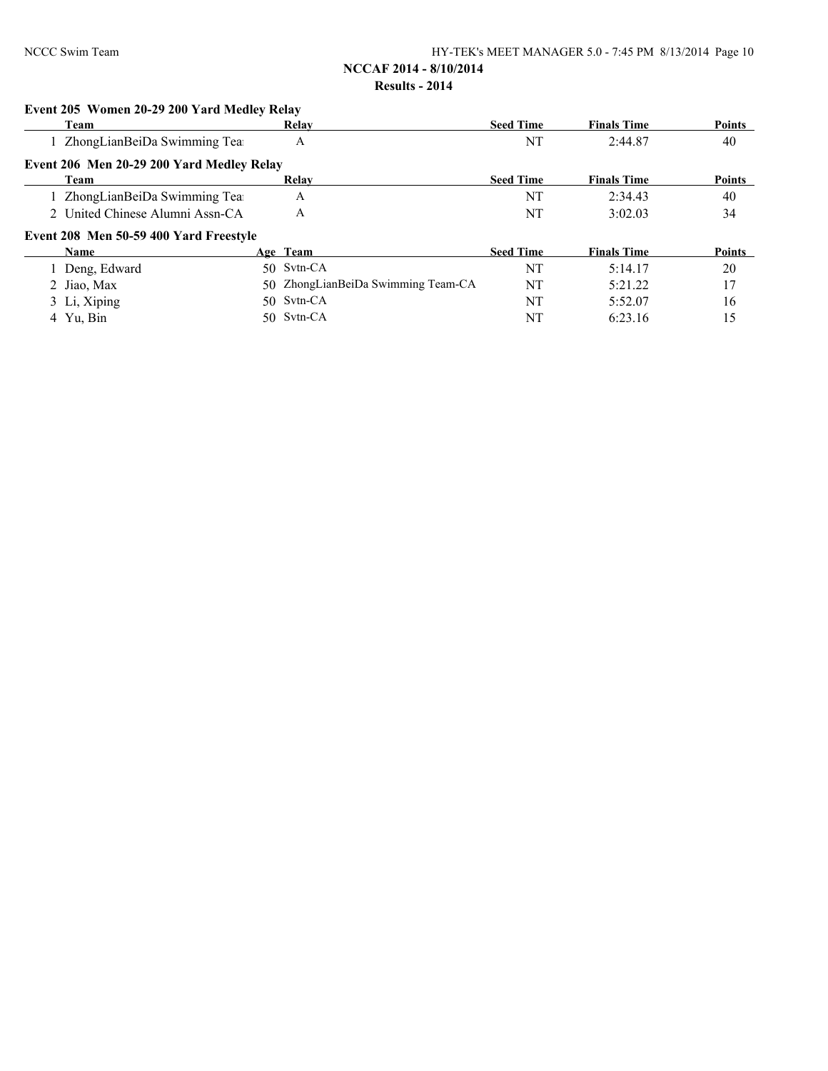**NCCAF 2014 - 8/10/2014**

**Results - 2014**

### Event 205 Women 20-29 200 Yard Medley Relay

| | Team | Relay | Seed Time | Finals Time | Points |
|---|---|---|---|---|---|
| 1 | ZhongLianBeiDa Swimming Tea | A | NT | 2:44.87 | 40 |

### Event 206 Men 20-29 200 Yard Medley Relay

| | Team | Relay | Seed Time | Finals Time | Points |
|---|---|---|---|---|---|
| 1 | ZhongLianBeiDa Swimming Tea | A | NT | 2:34.43 | 40 |
| 2 | United Chinese Alumni Assn-CA | A | NT | 3:02.03 | 34 |

### Event 208 Men 50-59 400 Yard Freestyle

| | Name | Age | Team | Seed Time | Finals Time | Points |
|---|---|---|---|---|---|---|
| 1 | Deng, Edward | 50 | Svtn-CA | NT | 5:14.17 | 20 |
| 2 | Jiao, Max | 50 | ZhongLianBeiDa Swimming Team-CA | NT | 5:21.22 | 17 |
| 3 | Li, Xiping | 50 | Svtn-CA | NT | 5:52.07 | 16 |
| 4 | Yu, Bin | 50 | Svtn-CA | NT | 6:23.16 | 15 |